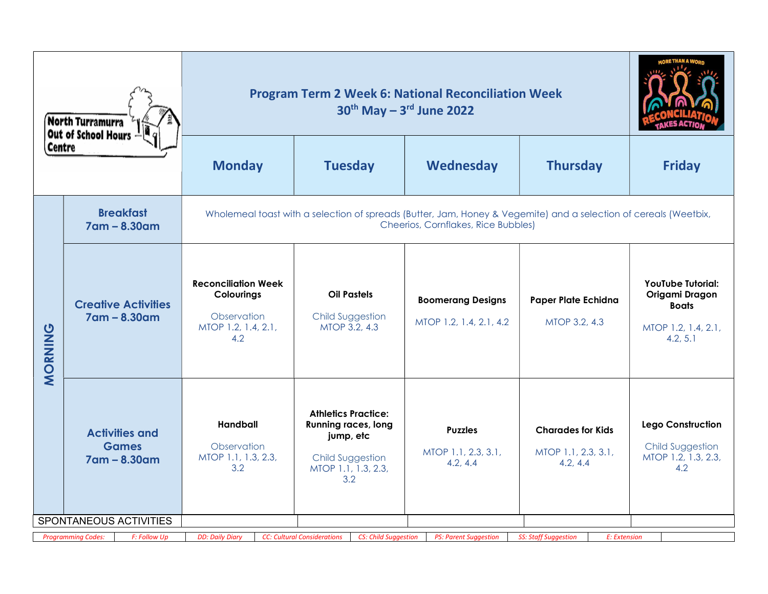North Turramurra Out of School Hours Centre

# Program Term 2 Week 6: National Reconciliation Week
## 30th May – 3rd June 2022

MORE THAN A WORD RECONCILIATION TAKES ACTION

| | | Monday | Tuesday | Wednesday | Thursday | Friday |
|---|---|---|---|---|---|---|
| MORNING | **Breakfast 7am – 8.30am** | Wholemeal toast with a selection of spreads (Butter, Jam, Honey & Vegemite) and a selection of cereals (Weetbix, Cheerios, Cornflakes, Rice Bubbles) | | | | |
| | **Creative Activities 7am – 8.30am** | **Reconciliation Week Colourings** Observation MTOP 1.2, 1.4, 2.1, 4.2 | **Oil Pastels** Child Suggestion MTOP 3.2, 4.3 | **Boomerang Designs** MTOP 1.2, 1.4, 2.1, 4.2 | **Paper Plate Echidna** MTOP 3.2, 4.3 | **YouTube Tutorial: Origami Dragon Boats** MTOP 1.2, 1.4, 2.1, 4.2, 5.1 |
| | **Activities and Games 7am – 8.30am** | **Handball** Observation MTOP 1.1, 1.3, 2.3, 3.2 | **Athletics Practice: Running races, long jump, etc** Child Suggestion MTOP 1.1, 1.3, 2.3, 3.2 | **Puzzles** MTOP 1.1, 2.3, 3.1, 4.2, 4.4 | **Charades for Kids** MTOP 1.1, 2.3, 3.1, 4.2, 4.4 | **Lego Construction** Child Suggestion MTOP 1.2, 1.3, 2.3, 4.2 |
| SPONTANEOUS ACTIVITIES | | | | | | |

| | | | | | | | | |
|---|---|---|---|---|---|---|---|---|
| *Programming Codes:* | *F: Follow Up* | *DD: Daily Diary* | *CC: Cultural Considerations* | *CS: Child Suggestion* | *PS: Parent Suggestion* | *SS: Staff Suggestion* | *E: Extension* | |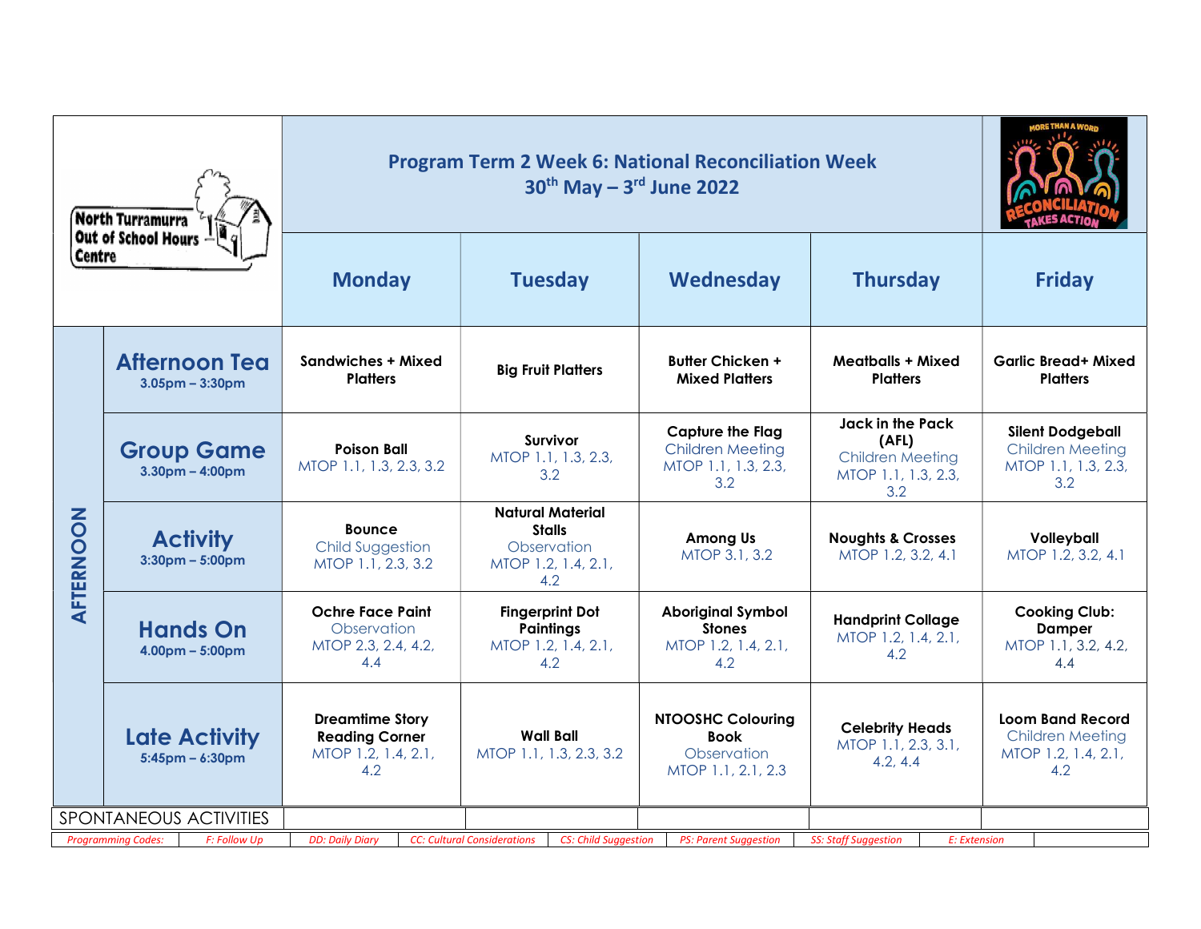# Program Term 2 Week 6: National Reconciliation Week

## 30th May – 3rd June 2022

North Turramurra Out of School Hours Centre

| | | Monday | Tuesday | Wednesday | Thursday | Friday |
|---|---|---|---|---|---|---|
| AFTERNOON | **Afternoon Tea** 3.05pm – 3:30pm | **Sandwiches + Mixed Platters** | **Big Fruit Platters** | **Butter Chicken + Mixed Platters** | **Meatballs + Mixed Platters** | **Garlic Bread+ Mixed Platters** |
| | **Group Game** 3.30pm – 4:00pm | **Poison Ball** MTOP 1.1, 1.3, 2.3, 3.2 | **Survivor** MTOP 1.1, 1.3, 2.3, 3.2 | **Capture the Flag** Children Meeting MTOP 1.1, 1.3, 2.3, 3.2 | **Jack in the Pack (AFL)** Children Meeting MTOP 1.1, 1.3, 2.3, 3.2 | **Silent Dodgeball** Children Meeting MTOP 1.1, 1.3, 2.3, 3.2 |
| | **Activity** 3:30pm – 5:00pm | **Bounce** Child Suggestion MTOP 1.1, 2.3, 3.2 | **Natural Material Stalls** Observation MTOP 1.2, 1.4, 2.1, 4.2 | **Among Us** MTOP 3.1, 3.2 | **Noughts & Crosses** MTOP 1.2, 3.2, 4.1 | **Volleyball** MTOP 1.2, 3.2, 4.1 |
| | **Hands On** 4.00pm – 5:00pm | **Ochre Face Paint** Observation MTOP 2.3, 2.4, 4.2, 4.4 | **Fingerprint Dot Paintings** MTOP 1.2, 1.4, 2.1, 4.2 | **Aboriginal Symbol Stones** MTOP 1.2, 1.4, 2.1, 4.2 | **Handprint Collage** MTOP 1.2, 1.4, 2.1, 4.2 | **Cooking Club: Damper** MTOP 1.1, 3.2, 4.2, 4.4 |
| | **Late Activity** 5:45pm – 6:30pm | **Dreamtime Story Reading Corner** MTOP 1.2, 1.4, 2.1, 4.2 | **Wall Ball** MTOP 1.1, 1.3, 2.3, 3.2 | **NTOOSHC Colouring Book** Observation MTOP 1.1, 2.1, 2.3 | **Celebrity Heads** MTOP 1.1, 2.3, 3.1, 4.2, 4.4 | **Loom Band Record** Children Meeting MTOP 1.2, 1.4, 2.1, 4.2 |
| SPONTANEOUS ACTIVITIES | | | | | | |

*Programming Codes:* *F: Follow Up* *DD: Daily Diary* *CC: Cultural Considerations* *CS: Child Suggestion* *PS: Parent Suggestion* *SS: Staff Suggestion* *E: Extension*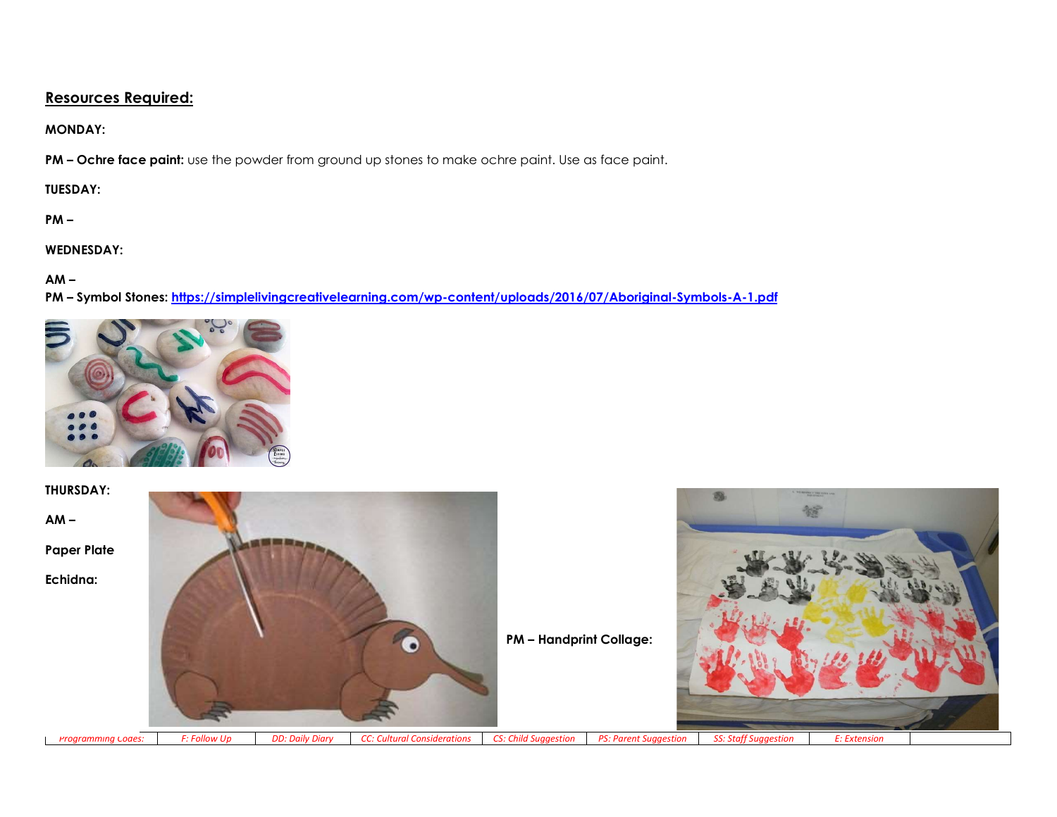## Resources Required:

**MONDAY:**

**PM – Ochre face paint:** use the powder from ground up stones to make ochre paint. Use as face paint.

**TUESDAY:**

**PM –**

**WEDNESDAY:**

**AM –**

**PM – Symbol Stones: https://simplelivingcreativelearning.com/wp-content/uploads/2016/07/Aboriginal-Symbols-A-1.pdf**

**THURSDAY:**

**AM –**

**Paper Plate**

**Echidna:**

**PM – Handprint Collage:**

| Programming Codes: | F: Follow Up | DD: Daily Diary | CC: Cultural Considerations | CS: Child Suggestion | PS: Parent Suggestion | SS: Staff Suggestion | E: Extension | |
|---|---|---|---|---|---|---|---|---|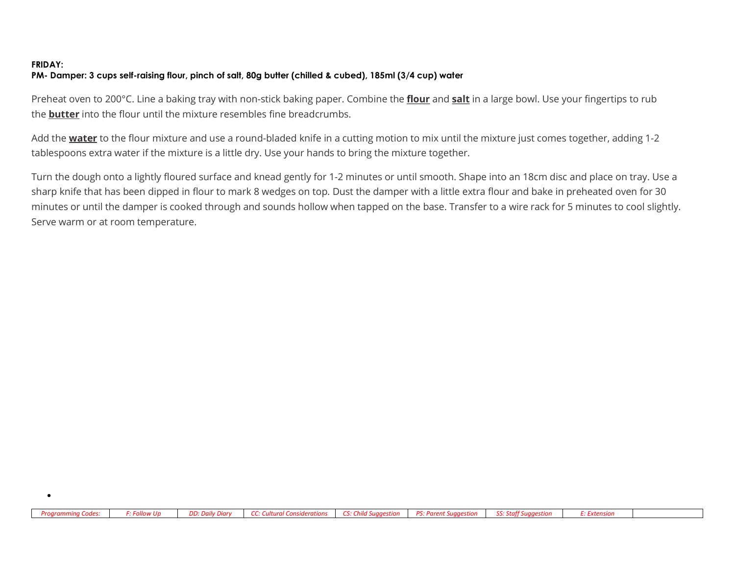**FRIDAY:**
**PM- Damper: 3 cups self-raising flour, pinch of salt, 80g butter (chilled & cubed), 185ml (3/4 cup) water**

Preheat oven to 200°C. Line a baking tray with non-stick baking paper. Combine the **flour** and **salt** in a large bowl. Use your fingertips to rub the **butter** into the flour until the mixture resembles fine breadcrumbs.

Add the **water** to the flour mixture and use a round-bladed knife in a cutting motion to mix until the mixture just comes together, adding 1-2 tablespoons extra water if the mixture is a little dry. Use your hands to bring the mixture together.

Turn the dough onto a lightly floured surface and knead gently for 1-2 minutes or until smooth. Shape into an 18cm disc and place on tray. Use a sharp knife that has been dipped in flour to mark 8 wedges on top. Dust the damper with a little extra flour and bake in preheated oven for 30 minutes or until the damper is cooked through and sounds hollow when tapped on the base. Transfer to a wire rack for 5 minutes to cool slightly. Serve warm or at room temperature.

| | | | | | | | | |
|---|---|---|---|---|---|---|---|---|
| *Programming Codes:* | *F: Follow Up* | *DD: Daily Diary* | *CC: Cultural Considerations* | *CS: Child Suggestion* | *PS: Parent Suggestion* | *SS: Staff Suggestion* | *E: Extension* | |